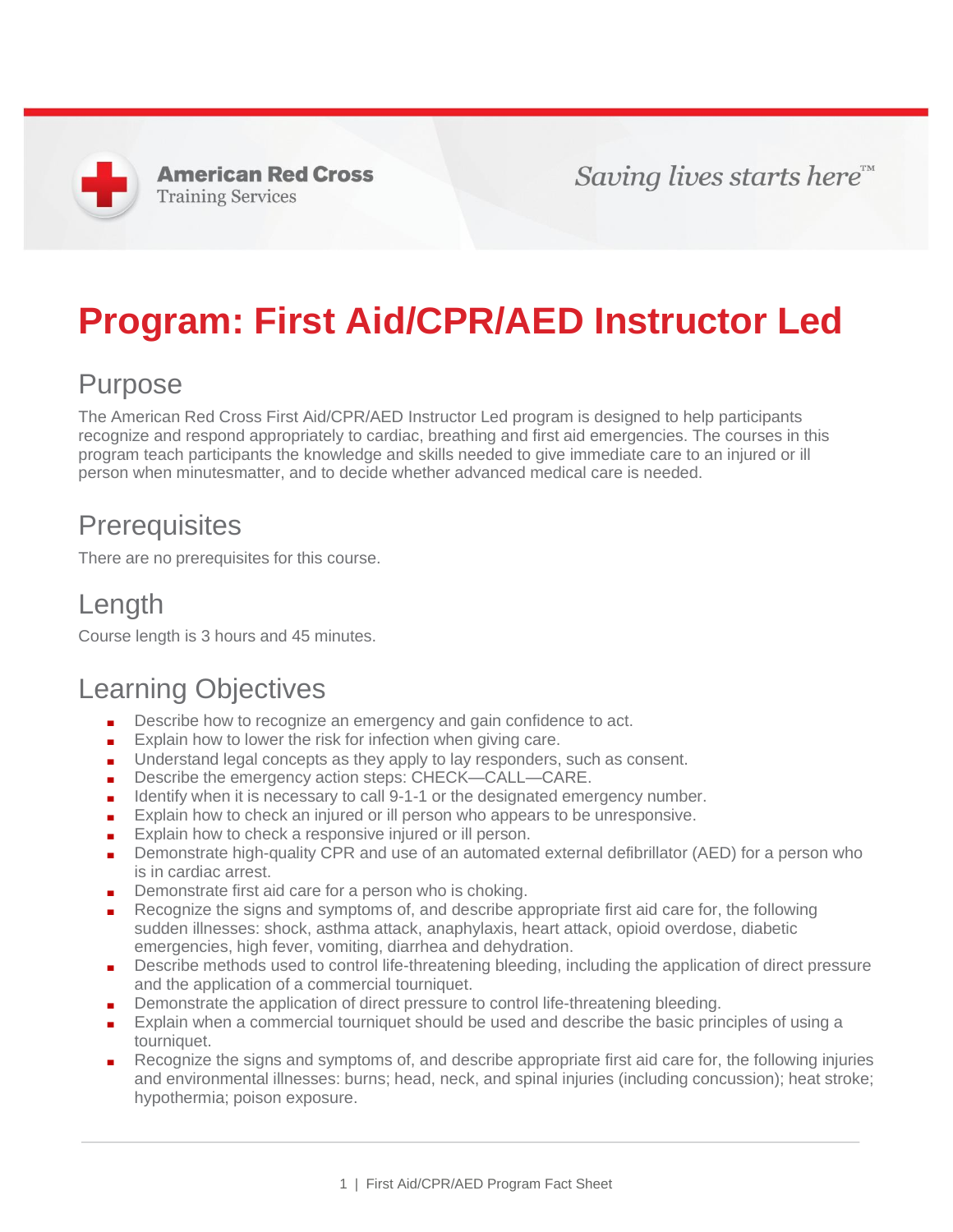**American Red Cross**
Training Services

*Saving lives starts here™*

# Program: First Aid/CPR/AED Instructor Led

## Purpose

The American Red Cross First Aid/CPR/AED Instructor Led program is designed to help participants recognize and respond appropriately to cardiac, breathing and first aid emergencies. The courses in this program teach participants the knowledge and skills needed to give immediate care to an injured or ill person when minutesmatter, and to decide whether advanced medical care is needed.

## Prerequisites

There are no prerequisites for this course.

## Length

Course length is 3 hours and 45 minutes.

## Learning Objectives

- Describe how to recognize an emergency and gain confidence to act.
- Explain how to lower the risk for infection when giving care.
- Understand legal concepts as they apply to lay responders, such as consent.
- Describe the emergency action steps: CHECK—CALL—CARE.
- Identify when it is necessary to call 9-1-1 or the designated emergency number.
- Explain how to check an injured or ill person who appears to be unresponsive.
- Explain how to check a responsive injured or ill person.
- Demonstrate high-quality CPR and use of an automated external defibrillator (AED) for a person who is in cardiac arrest.
- Demonstrate first aid care for a person who is choking.
- Recognize the signs and symptoms of, and describe appropriate first aid care for, the following sudden illnesses: shock, asthma attack, anaphylaxis, heart attack, opioid overdose, diabetic emergencies, high fever, vomiting, diarrhea and dehydration.
- Describe methods used to control life-threatening bleeding, including the application of direct pressure and the application of a commercial tourniquet.
- Demonstrate the application of direct pressure to control life-threatening bleeding.
- Explain when a commercial tourniquet should be used and describe the basic principles of using a tourniquet.
- Recognize the signs and symptoms of, and describe appropriate first aid care for, the following injuries and environmental illnesses: burns; head, neck, and spinal injuries (including concussion); heat stroke; hypothermia; poison exposure.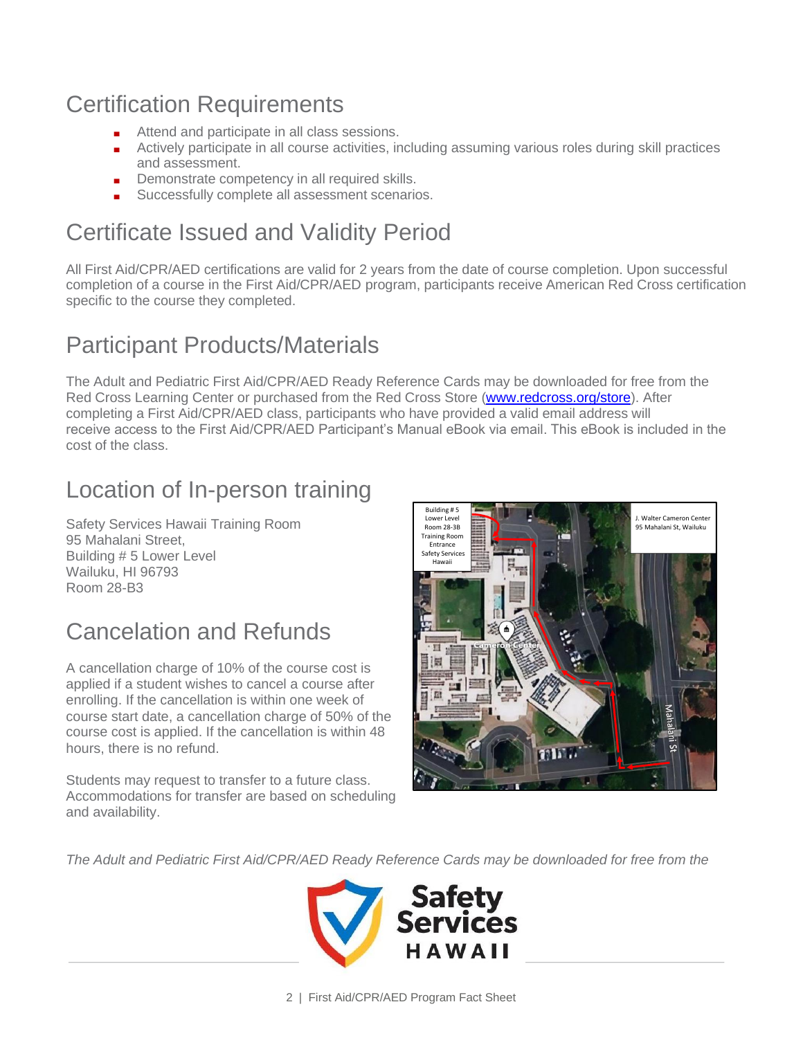## Certification Requirements

- Attend and participate in all class sessions.
- Actively participate in all course activities, including assuming various roles during skill practices and assessment.
- Demonstrate competency in all required skills.
- Successfully complete all assessment scenarios.

## Certificate Issued and Validity Period

All First Aid/CPR/AED certifications are valid for 2 years from the date of course completion. Upon successful completion of a course in the First Aid/CPR/AED program, participants receive American Red Cross certification specific to the course they completed.

## Participant Products/Materials

The Adult and Pediatric First Aid/CPR/AED Ready Reference Cards may be downloaded for free from the Red Cross Learning Center or purchased from the Red Cross Store (www.redcross.org/store). After completing a First Aid/CPR/AED class, participants who have provided a valid email address will receive access to the First Aid/CPR/AED Participant's Manual eBook via email. This eBook is included in the cost of the class.

## Location of In-person training

Safety Services Hawaii Training Room
95 Mahalani Street,
Building # 5 Lower Level
Wailuku, HI 96793
Room 28-B3

Building # 5
Lower Level
Room 28-3B
Training Room
Entrance
Safety Services
Hawaii

J. Walter Cameron Center
95 Mahalani St, Wailuku

Cameron Center

Mahalani St

## Cancelation and Refunds

A cancellation charge of 10% of the course cost is applied if a student wishes to cancel a course after enrolling. If the cancellation is within one week of course start date, a cancellation charge of 50% of the course cost is applied. If the cancellation is within 48 hours, there is no refund.

Students may request to transfer to a future class. Accommodations for transfer are based on scheduling and availability.

*The Adult and Pediatric First Aid/CPR/AED Ready Reference Cards may be downloaded for free from the*

Safety Services HAWAII